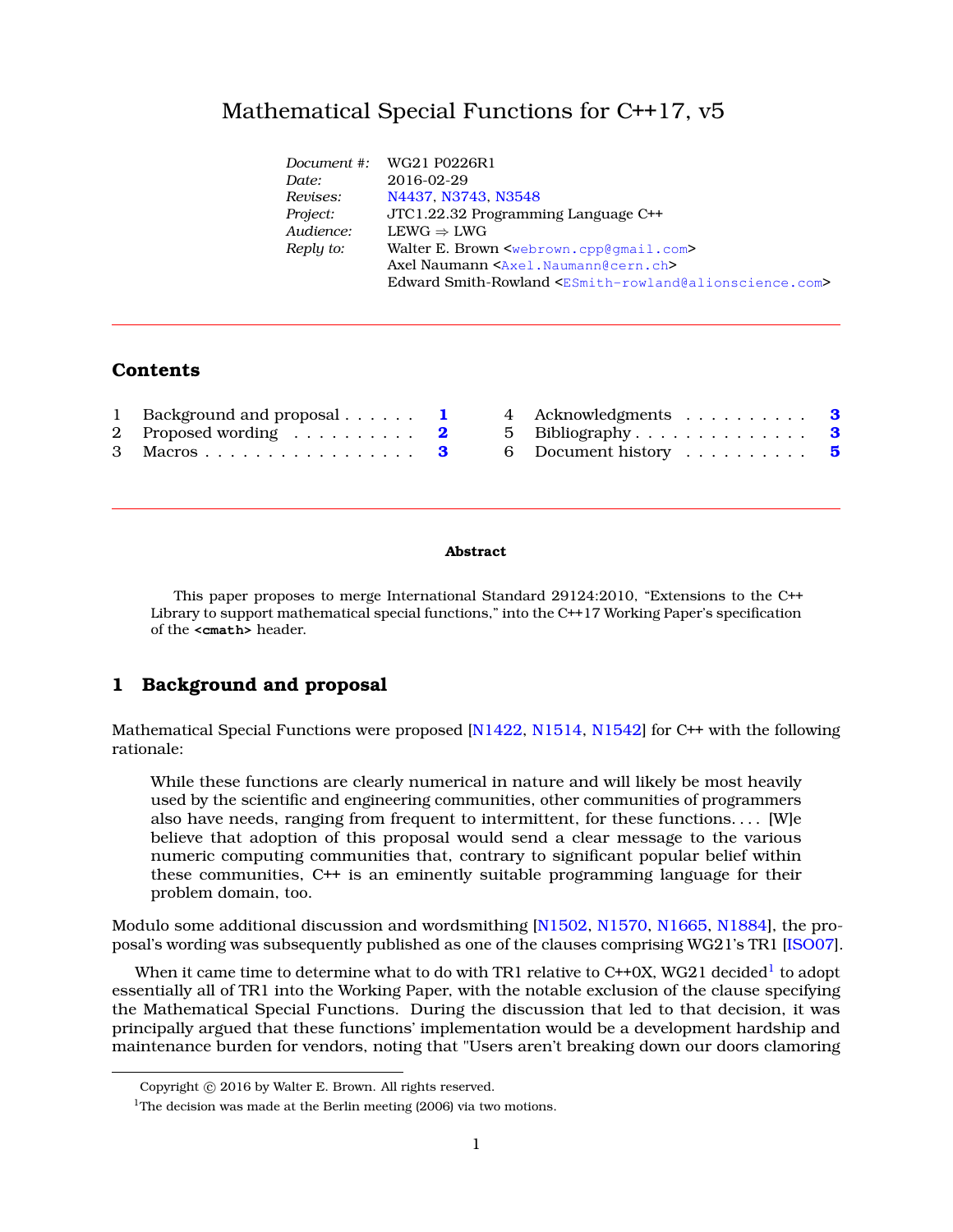# Mathematical Special Functions for C++17, v5

| | |
|---|---|
| *Document #:* | WG21 P0226R1 |
| *Date:* | 2016-02-29 |
| *Revises:* | N4437, N3743, N3548 |
| *Project:* | JTC1.22.32 Programming Language C++ |
| *Audience:* | LEWG ⇒ LWG |
| *Reply to:* | Walter E. Brown <webrown.cpp@gmail.com> |
| | Axel Naumann <Axel.Naumann@cern.ch> |
| | Edward Smith-Rowland <ESmith-rowland@alionscience.com> |

---

## Contents

1 Background and proposal . . . . . . 1
2 Proposed wording . . . . . . . . . . 2
3 Macros . . . . . . . . . . . . . . . . . 3
4 Acknowledgments . . . . . . . . . . 3
5 Bibliography . . . . . . . . . . . . . . 3
6 Document history . . . . . . . . . . 5

---

**Abstract**

This paper proposes to merge International Standard 29124:2010, “Extensions to the C++ Library to support mathematical special functions,” into the C++17 Working Paper’s specification of the **<cmath>** header.

## 1 Background and proposal

Mathematical Special Functions were proposed [N1422, N1514, N1542] for C++ with the following rationale:

> While these functions are clearly numerical in nature and will likely be most heavily used by the scientific and engineering communities, other communities of programmers also have needs, ranging from frequent to intermittent, for these functions. . . . [W]e believe that adoption of this proposal would send a clear message to the various numeric computing communities that, contrary to significant popular belief within these communities, C++ is an eminently suitable programming language for their problem domain, too.

Modulo some additional discussion and wordsmithing [N1502, N1570, N1665, N1884], the proposal’s wording was subsequently published as one of the clauses comprising WG21’s TR1 [ISO07].

When it came time to determine what to do with TR1 relative to C++0X, WG21 decided[1] to adopt essentially all of TR1 into the Working Paper, with the notable exclusion of the clause specifying the Mathematical Special Functions. During the discussion that led to that decision, it was principally argued that these functions’ implementation would be a development hardship and maintenance burden for vendors, noting that "Users aren’t breaking down our doors clamoring

---

Copyright © 2016 by Walter E. Brown. All rights reserved.

[1]The decision was made at the Berlin meeting (2006) via two motions.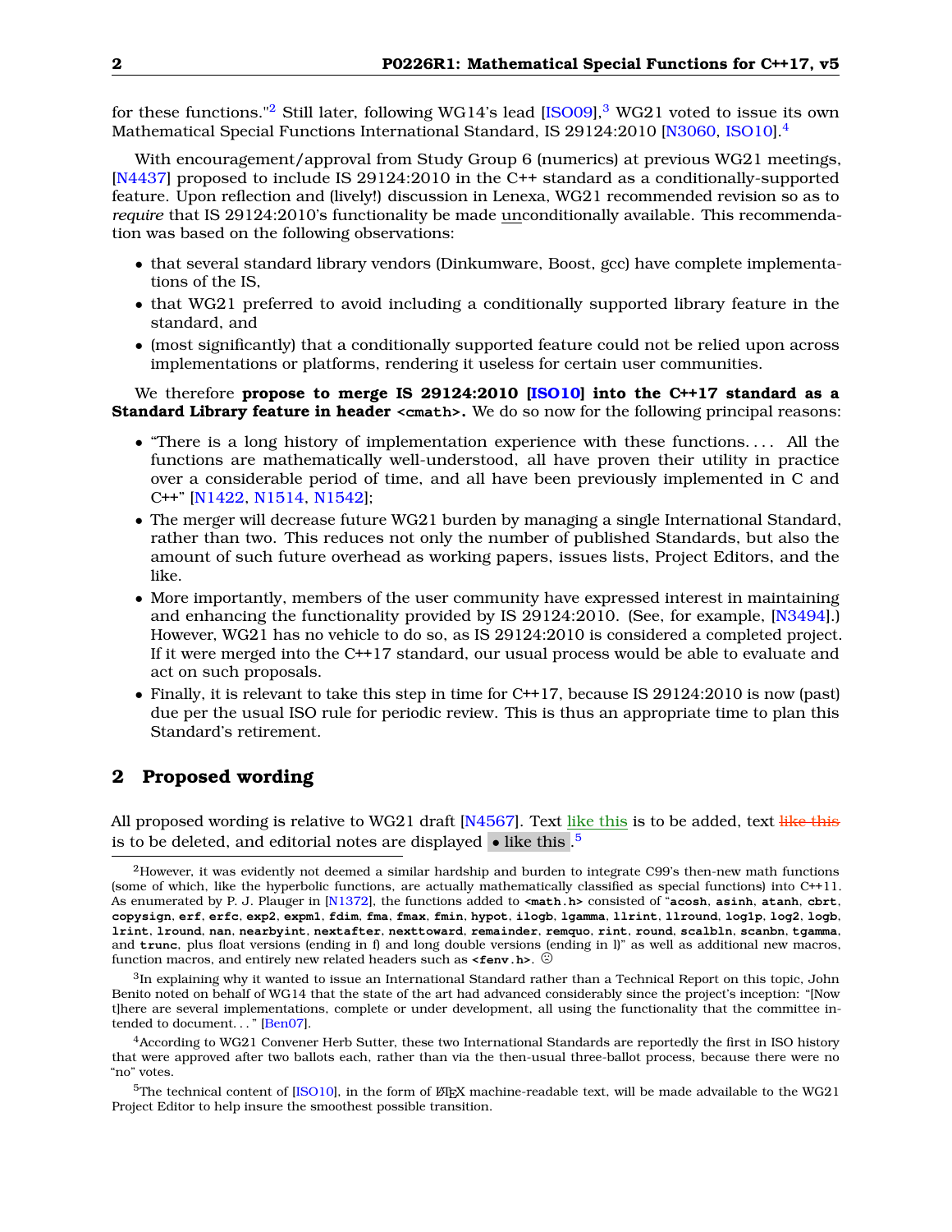for these functions."[2] Still later, following WG14's lead [ISO09],[3] WG21 voted to issue its own Mathematical Special Functions International Standard, IS 29124:2010 [N3060, ISO10].[4]

With encouragement/approval from Study Group 6 (numerics) at previous WG21 meetings, [N4437] proposed to include IS 29124:2010 in the C++ standard as a conditionally-supported feature. Upon reflection and (lively!) discussion in Lenexa, WG21 recommended revision so as to *require* that IS 29124:2010's functionality be made unconditionally available. This recommendation was based on the following observations:

- that several standard library vendors (Dinkumware, Boost, gcc) have complete implementations of the IS,
- that WG21 preferred to avoid including a conditionally supported library feature in the standard, and
- (most significantly) that a conditionally supported feature could not be relied upon across implementations or platforms, rendering it useless for certain user communities.

We therefore **propose to merge IS 29124:2010 [ISO10] into the C++17 standard as a Standard Library feature in header `<cmath>`.** We do so now for the following principal reasons:

- "There is a long history of implementation experience with these functions. . . . All the functions are mathematically well-understood, all have proven their utility in practice over a considerable period of time, and all have been previously implemented in C and C++" [N1422, N1514, N1542];
- The merger will decrease future WG21 burden by managing a single International Standard, rather than two. This reduces not only the number of published Standards, but also the amount of such future overhead as working papers, issues lists, Project Editors, and the like.
- More importantly, members of the user community have expressed interest in maintaining and enhancing the functionality provided by IS 29124:2010. (See, for example, [N3494].) However, WG21 has no vehicle to do so, as IS 29124:2010 is considered a completed project. If it were merged into the C++17 standard, our usual process would be able to evaluate and act on such proposals.
- Finally, it is relevant to take this step in time for C++17, because IS 29124:2010 is now (past) due per the usual ISO rule for periodic review. This is thus an appropriate time to plan this Standard's retirement.

## 2 Proposed wording

All proposed wording is relative to WG21 draft [N4567]. Text <ins>like this</ins> is to be added, text ~~like this~~ is to be deleted, and editorial notes are displayed • like this .[5]

---

[2] However, it was evidently not deemed a similar hardship and burden to integrate C99's then-new math functions (some of which, like the hyperbolic functions, are actually mathematically classified as special functions) into C++11. As enumerated by P. J. Plauger in [N1372], the functions added to `<math.h>` consisted of "`acosh`, `asinh`, `atanh`, `cbrt`, `copysign`, `erf`, `erfc`, `exp2`, `expm1`, `fdim`, `fma`, `fmax`, `fmin`, `hypot`, `ilogb`, `lgamma`, `llrint`, `llround`, `log1p`, `log2`, `logb`, `lrint`, `lround`, `nan`, `nearbyint`, `nextafter`, `nexttoward`, `remainder`, `remquo`, `rint`, `round`, `scalbln`, `scanbn`, `tgamma`, and `trunc`, plus float versions (ending in f) and long double versions (ending in l)" as well as additional new macros, function macros, and entirely new related headers such as `<fenv.h>`. ☹

[3] In explaining why it wanted to issue an International Standard rather than a Technical Report on this topic, John Benito noted on behalf of WG14 that the state of the art had advanced considerably since the project's inception: "[Now t]here are several implementations, complete or under development, all using the functionality that the committee intended to document. . . " [Ben07].

[4] According to WG21 Convener Herb Sutter, these two International Standards are reportedly the first in ISO history that were approved after two ballots each, rather than via the then-usual three-ballot process, because there were no "no" votes.

[5] The technical content of [ISO10], in the form of LaTeX machine-readable text, will be made advailable to the WG21 Project Editor to help insure the smoothest possible transition.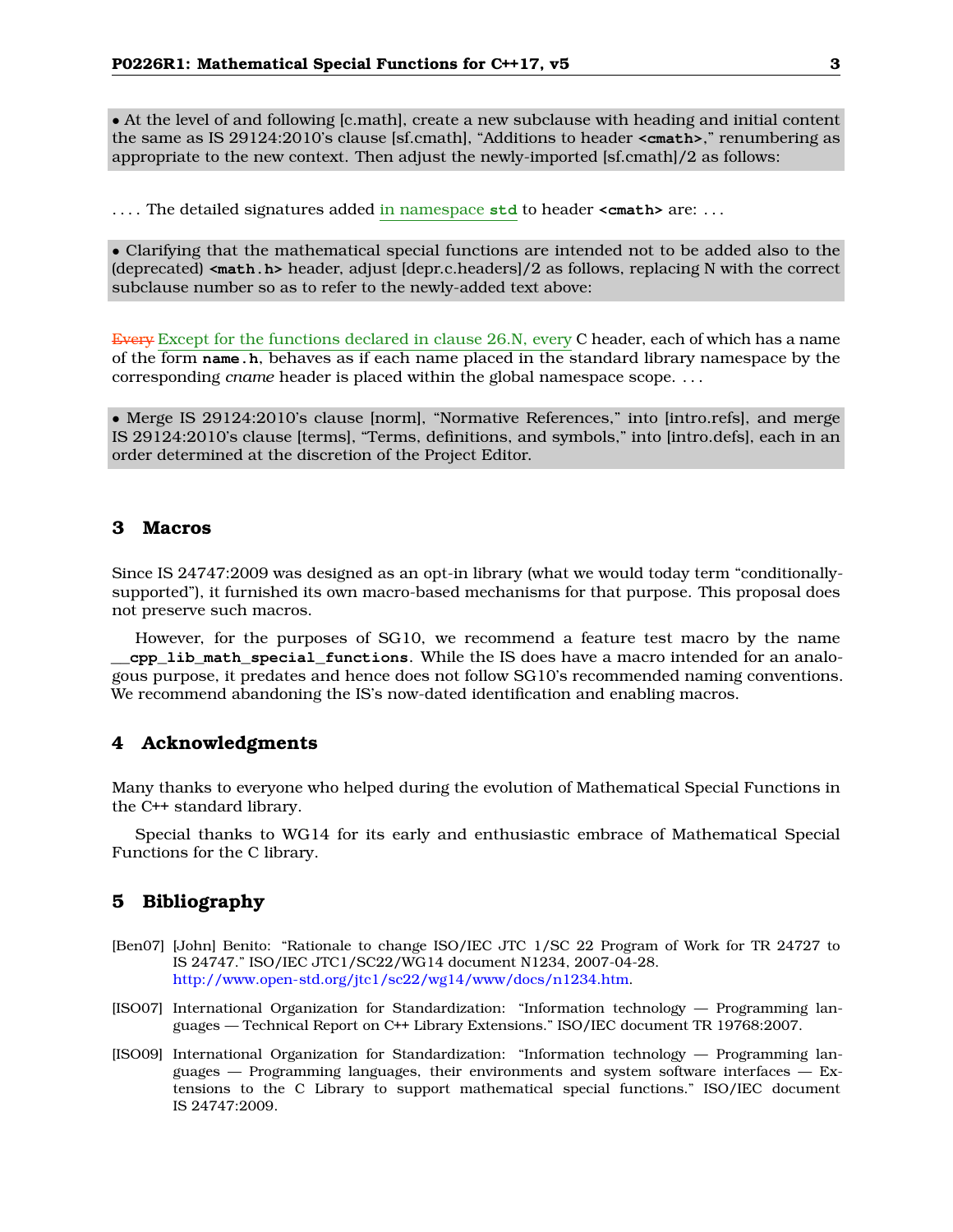• At the level of and following [c.math], create a new subclause with heading and initial content the same as IS 29124:2010's clause [sf.cmath], "Additions to header **<cmath>**," renumbering as appropriate to the new context. Then adjust the newly-imported [sf.cmath]/2 as follows:

. . . . The detailed signatures added in namespace **std** to header **<cmath>** are: . . .

• Clarifying that the mathematical special functions are intended not to be added also to the (deprecated) **<math.h>** header, adjust [depr.c.headers]/2 as follows, replacing N with the correct subclause number so as to refer to the newly-added text above:

~~Every~~ Except for the functions declared in clause 26.N, every C header, each of which has a name of the form **name.h**, behaves as if each name placed in the standard library namespace by the corresponding *cname* header is placed within the global namespace scope. . . .

• Merge IS 29124:2010's clause [norm], "Normative References," into [intro.refs], and merge IS 29124:2010's clause [terms], "Terms, definitions, and symbols," into [intro.defs], each in an order determined at the discretion of the Project Editor.

## 3 Macros

Since IS 24747:2009 was designed as an opt-in library (what we would today term "conditionally-supported"), it furnished its own macro-based mechanisms for that purpose. This proposal does not preserve such macros.

However, for the purposes of SG10, we recommend a feature test macro by the name **__cpp_lib_math_special_functions**. While the IS does have a macro intended for an analogous purpose, it predates and hence does not follow SG10's recommended naming conventions. We recommend abandoning the IS's now-dated identification and enabling macros.

## 4 Acknowledgments

Many thanks to everyone who helped during the evolution of Mathematical Special Functions in the C++ standard library.

Special thanks to WG14 for its early and enthusiastic embrace of Mathematical Special Functions for the C library.

## 5 Bibliography

[Ben07] [John] Benito: "Rationale to change ISO/IEC JTC 1/SC 22 Program of Work for TR 24727 to IS 24747." ISO/IEC JTC1/SC22/WG14 document N1234, 2007-04-28. http://www.open-std.org/jtc1/sc22/wg14/www/docs/n1234.htm.

[ISO07] International Organization for Standardization: "Information technology — Programming languages — Technical Report on C++ Library Extensions." ISO/IEC document TR 19768:2007.

[ISO09] International Organization for Standardization: "Information technology — Programming languages — Programming languages, their environments and system software interfaces — Extensions to the C Library to support mathematical special functions." ISO/IEC document IS 24747:2009.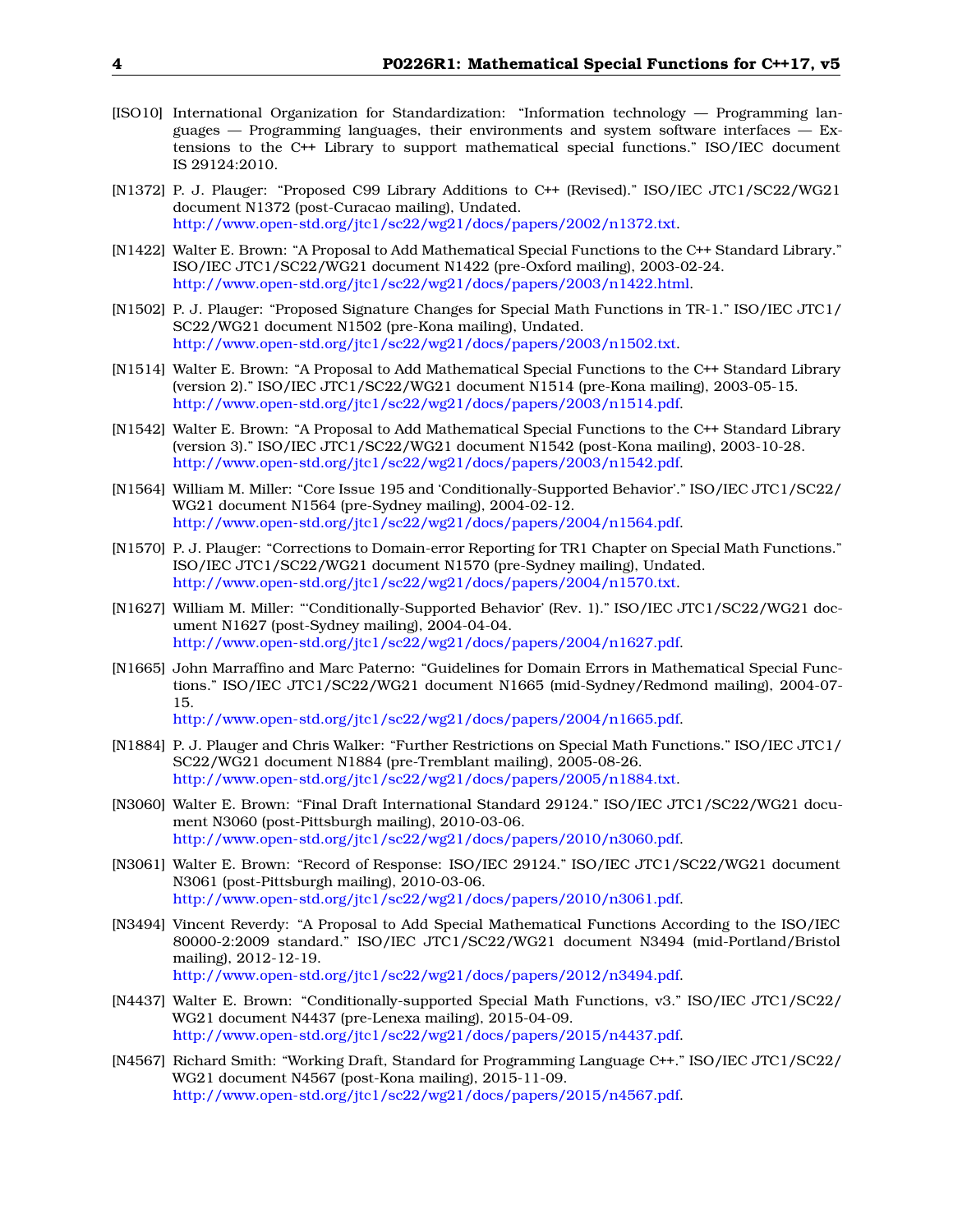[ISO10] International Organization for Standardization: "Information technology — Programming languages — Programming languages, their environments and system software interfaces — Extensions to the C++ Library to support mathematical special functions." ISO/IEC document IS 29124:2010.

[N1372] P. J. Plauger: "Proposed C99 Library Additions to C++ (Revised)." ISO/IEC JTC1/SC22/WG21 document N1372 (post-Curacao mailing), Undated.
http://www.open-std.org/jtc1/sc22/wg21/docs/papers/2002/n1372.txt.

[N1422] Walter E. Brown: "A Proposal to Add Mathematical Special Functions to the C++ Standard Library." ISO/IEC JTC1/SC22/WG21 document N1422 (pre-Oxford mailing), 2003-02-24.
http://www.open-std.org/jtc1/sc22/wg21/docs/papers/2003/n1422.html.

[N1502] P. J. Plauger: "Proposed Signature Changes for Special Math Functions in TR-1." ISO/IEC JTC1/SC22/WG21 document N1502 (pre-Kona mailing), Undated.
http://www.open-std.org/jtc1/sc22/wg21/docs/papers/2003/n1502.txt.

[N1514] Walter E. Brown: "A Proposal to Add Mathematical Special Functions to the C++ Standard Library (version 2)." ISO/IEC JTC1/SC22/WG21 document N1514 (pre-Kona mailing), 2003-05-15.
http://www.open-std.org/jtc1/sc22/wg21/docs/papers/2003/n1514.pdf.

[N1542] Walter E. Brown: "A Proposal to Add Mathematical Special Functions to the C++ Standard Library (version 3)." ISO/IEC JTC1/SC22/WG21 document N1542 (post-Kona mailing), 2003-10-28.
http://www.open-std.org/jtc1/sc22/wg21/docs/papers/2003/n1542.pdf.

[N1564] William M. Miller: "Core Issue 195 and 'Conditionally-Supported Behavior'." ISO/IEC JTC1/SC22/WG21 document N1564 (pre-Sydney mailing), 2004-02-12.
http://www.open-std.org/jtc1/sc22/wg21/docs/papers/2004/n1564.pdf.

[N1570] P. J. Plauger: "Corrections to Domain-error Reporting for TR1 Chapter on Special Math Functions." ISO/IEC JTC1/SC22/WG21 document N1570 (pre-Sydney mailing), Undated.
http://www.open-std.org/jtc1/sc22/wg21/docs/papers/2004/n1570.txt.

[N1627] William M. Miller: "'Conditionally-Supported Behavior' (Rev. 1)." ISO/IEC JTC1/SC22/WG21 document N1627 (post-Sydney mailing), 2004-04-04.
http://www.open-std.org/jtc1/sc22/wg21/docs/papers/2004/n1627.pdf.

[N1665] John Marraffino and Marc Paterno: "Guidelines for Domain Errors in Mathematical Special Functions." ISO/IEC JTC1/SC22/WG21 document N1665 (mid-Sydney/Redmond mailing), 2004-07-15.
http://www.open-std.org/jtc1/sc22/wg21/docs/papers/2004/n1665.pdf.

[N1884] P. J. Plauger and Chris Walker: "Further Restrictions on Special Math Functions." ISO/IEC JTC1/SC22/WG21 document N1884 (pre-Tremblant mailing), 2005-08-26.
http://www.open-std.org/jtc1/sc22/wg21/docs/papers/2005/n1884.txt.

[N3060] Walter E. Brown: "Final Draft International Standard 29124." ISO/IEC JTC1/SC22/WG21 document N3060 (post-Pittsburgh mailing), 2010-03-06.
http://www.open-std.org/jtc1/sc22/wg21/docs/papers/2010/n3060.pdf.

[N3061] Walter E. Brown: "Record of Response: ISO/IEC 29124." ISO/IEC JTC1/SC22/WG21 document N3061 (post-Pittsburgh mailing), 2010-03-06.
http://www.open-std.org/jtc1/sc22/wg21/docs/papers/2010/n3061.pdf.

[N3494] Vincent Reverdy: "A Proposal to Add Special Mathematical Functions According to the ISO/IEC 80000-2:2009 standard." ISO/IEC JTC1/SC22/WG21 document N3494 (mid-Portland/Bristol mailing), 2012-12-19.
http://www.open-std.org/jtc1/sc22/wg21/docs/papers/2012/n3494.pdf.

[N4437] Walter E. Brown: "Conditionally-supported Special Math Functions, v3." ISO/IEC JTC1/SC22/WG21 document N4437 (pre-Lenexa mailing), 2015-04-09.
http://www.open-std.org/jtc1/sc22/wg21/docs/papers/2015/n4437.pdf.

[N4567] Richard Smith: "Working Draft, Standard for Programming Language C++." ISO/IEC JTC1/SC22/WG21 document N4567 (post-Kona mailing), 2015-11-09.
http://www.open-std.org/jtc1/sc22/wg21/docs/papers/2015/n4567.pdf.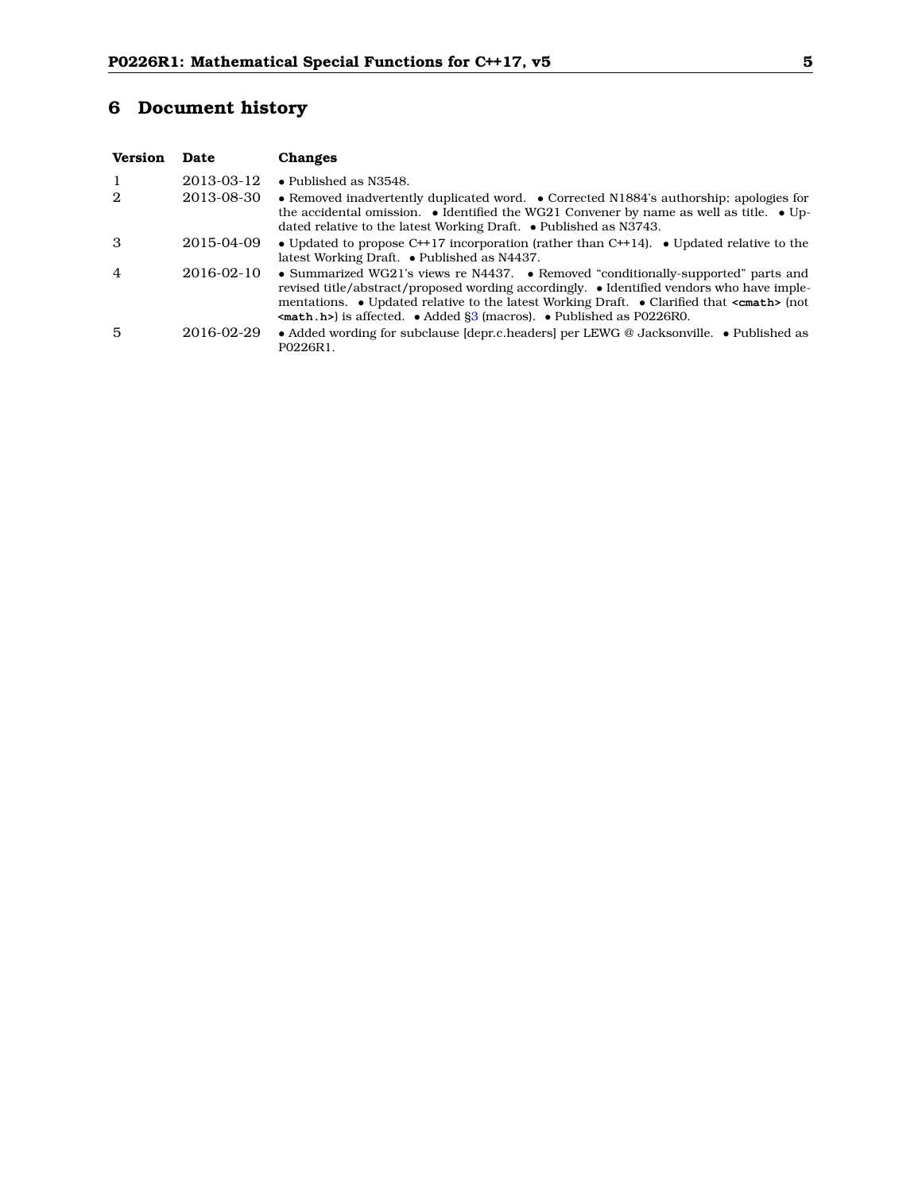# 6 Document history

| Version | Date | Changes |
| --- | --- | --- |
| 1 | 2013-03-12 | • Published as N3548. |
| 2 | 2013-08-30 | • Removed inadvertently duplicated word. • Corrected N1884's authorship; apologies for the accidental omission. • Identified the WG21 Convener by name as well as title. • Updated relative to the latest Working Draft. • Published as N3743. |
| 3 | 2015-04-09 | • Updated to propose C++17 incorporation (rather than C++14). • Updated relative to the latest Working Draft. • Published as N4437. |
| 4 | 2016-02-10 | • Summarized WG21's views re N4437. • Removed "conditionally-supported" parts and revised title/abstract/proposed wording accordingly. • Identified vendors who have implementations. • Updated relative to the latest Working Draft. • Clarified that **`<cmath>`** (not **`<math.h>`**) is affected. • Added §3 (macros). • Published as P0226R0. |
| 5 | 2016-02-29 | • Added wording for subclause [depr.c.headers] per LEWG @ Jacksonville. • Published as P0226R1. |